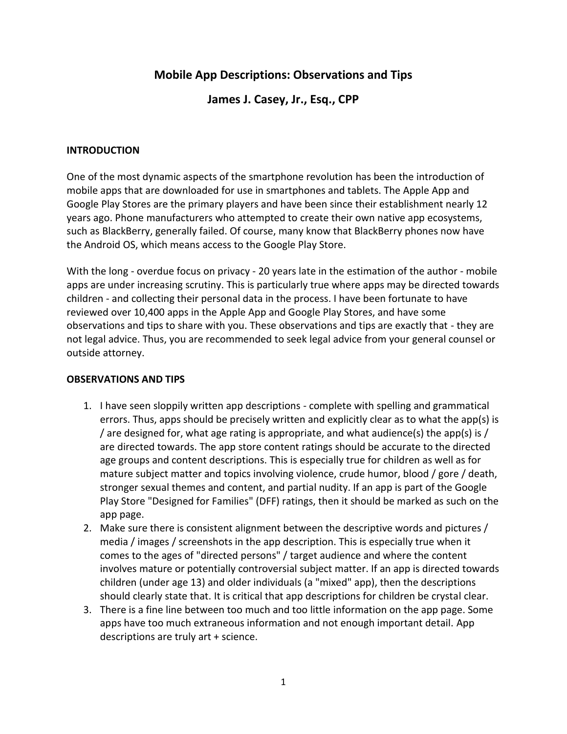# Mobile App Descriptions: Observations and Tips

## James J. Casey, Jr., Esq., CPP

### INTRODUCTION

One of the most dynamic aspects of the smartphone revolution has been the introduction of mobile apps that are downloaded for use in smartphones and tablets. The Apple App and Google Play Stores are the primary players and have been since their establishment nearly 12 years ago. Phone manufacturers who attempted to create their own native app ecosystems, such as BlackBerry, generally failed. Of course, many know that BlackBerry phones now have the Android OS, which means access to the Google Play Store.

With the long - overdue focus on privacy - 20 years late in the estimation of the author - mobile apps are under increasing scrutiny. This is particularly true where apps may be directed towards children - and collecting their personal data in the process. I have been fortunate to have reviewed over 10,400 apps in the Apple App and Google Play Stores, and have some observations and tips to share with you. These observations and tips are exactly that - they are not legal advice. Thus, you are recommended to seek legal advice from your general counsel or outside attorney.

### OBSERVATIONS AND TIPS

1. I have seen sloppily written app descriptions - complete with spelling and grammatical errors. Thus, apps should be precisely written and explicitly clear as to what the app(s) is / are designed for, what age rating is appropriate, and what audience(s) the app(s) is / are directed towards. The app store content ratings should be accurate to the directed age groups and content descriptions. This is especially true for children as well as for mature subject matter and topics involving violence, crude humor, blood / gore / death, stronger sexual themes and content, and partial nudity. If an app is part of the Google Play Store "Designed for Families" (DFF) ratings, then it should be marked as such on the app page.
2. Make sure there is consistent alignment between the descriptive words and pictures / media / images / screenshots in the app description. This is especially true when it comes to the ages of "directed persons" / target audience and where the content involves mature or potentially controversial subject matter. If an app is directed towards children (under age 13) and older individuals (a "mixed" app), then the descriptions should clearly state that. It is critical that app descriptions for children be crystal clear.
3. There is a fine line between too much and too little information on the app page. Some apps have too much extraneous information and not enough important detail. App descriptions are truly art + science.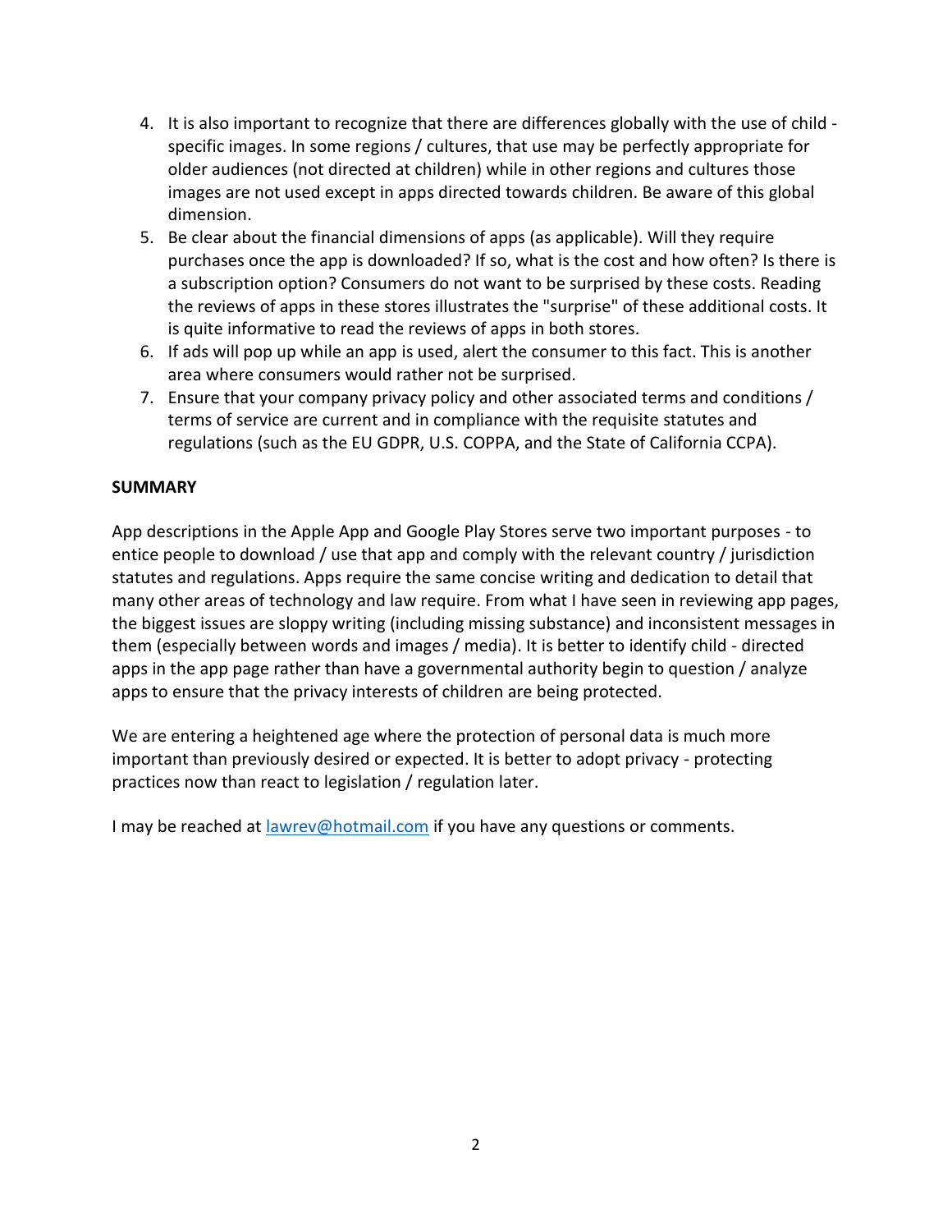4. It is also important to recognize that there are differences globally with the use of child - specific images. In some regions / cultures, that use may be perfectly appropriate for older audiences (not directed at children) while in other regions and cultures those images are not used except in apps directed towards children. Be aware of this global dimension.
5. Be clear about the financial dimensions of apps (as applicable). Will they require purchases once the app is downloaded? If so, what is the cost and how often? Is there is a subscription option? Consumers do not want to be surprised by these costs. Reading the reviews of apps in these stores illustrates the "surprise" of these additional costs. It is quite informative to read the reviews of apps in both stores.
6. If ads will pop up while an app is used, alert the consumer to this fact. This is another area where consumers would rather not be surprised.
7. Ensure that your company privacy policy and other associated terms and conditions / terms of service are current and in compliance with the requisite statutes and regulations (such as the EU GDPR, U.S. COPPA, and the State of California CCPA).

**SUMMARY**

App descriptions in the Apple App and Google Play Stores serve two important purposes - to entice people to download / use that app and comply with the relevant country / jurisdiction statutes and regulations. Apps require the same concise writing and dedication to detail that many other areas of technology and law require. From what I have seen in reviewing app pages, the biggest issues are sloppy writing (including missing substance) and inconsistent messages in them (especially between words and images / media). It is better to identify child - directed apps in the app page rather than have a governmental authority begin to question / analyze apps to ensure that the privacy interests of children are being protected.

We are entering a heightened age where the protection of personal data is much more important than previously desired or expected. It is better to adopt privacy - protecting practices now than react to legislation / regulation later.

I may be reached at [lawrev@hotmail.com](mailto:lawrev@hotmail.com) if you have any questions or comments.